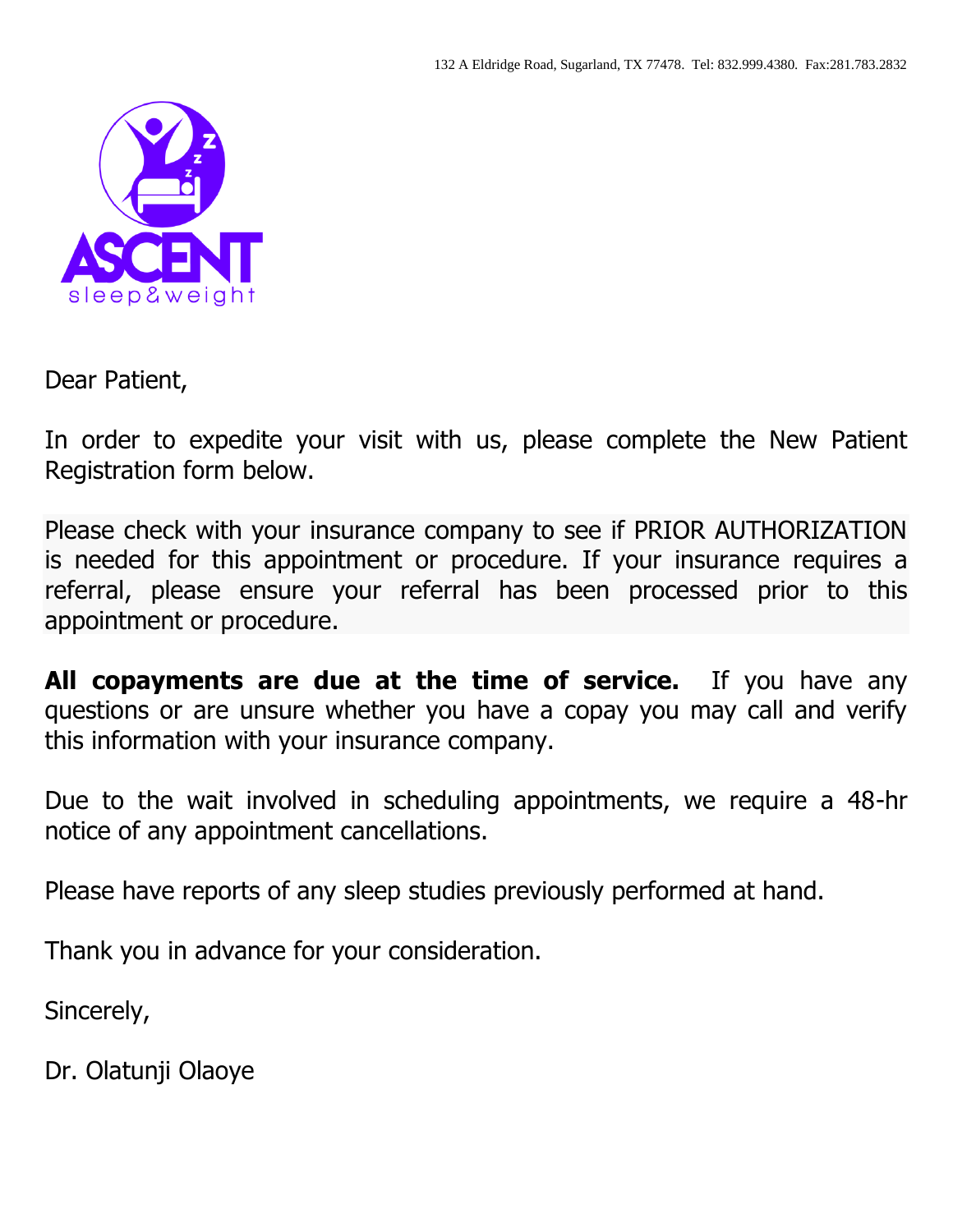132 A Eldridge Road, Sugarland, TX 77478. Tel: 832.999.4380. Fax:281.783.2832

ASCENT
sleep&weight

Dear Patient,

In order to expedite your visit with us, please complete the New Patient Registration form below.

Please check with your insurance company to see if PRIOR AUTHORIZATION is needed for this appointment or procedure. If your insurance requires a referral, please ensure your referral has been processed prior to this appointment or procedure.

**All copayments are due at the time of service.** If you have any questions or are unsure whether you have a copay you may call and verify this information with your insurance company.

Due to the wait involved in scheduling appointments, we require a 48-hr notice of any appointment cancellations.

Please have reports of any sleep studies previously performed at hand.

Thank you in advance for your consideration.

Sincerely,

Dr. Olatunji Olaoye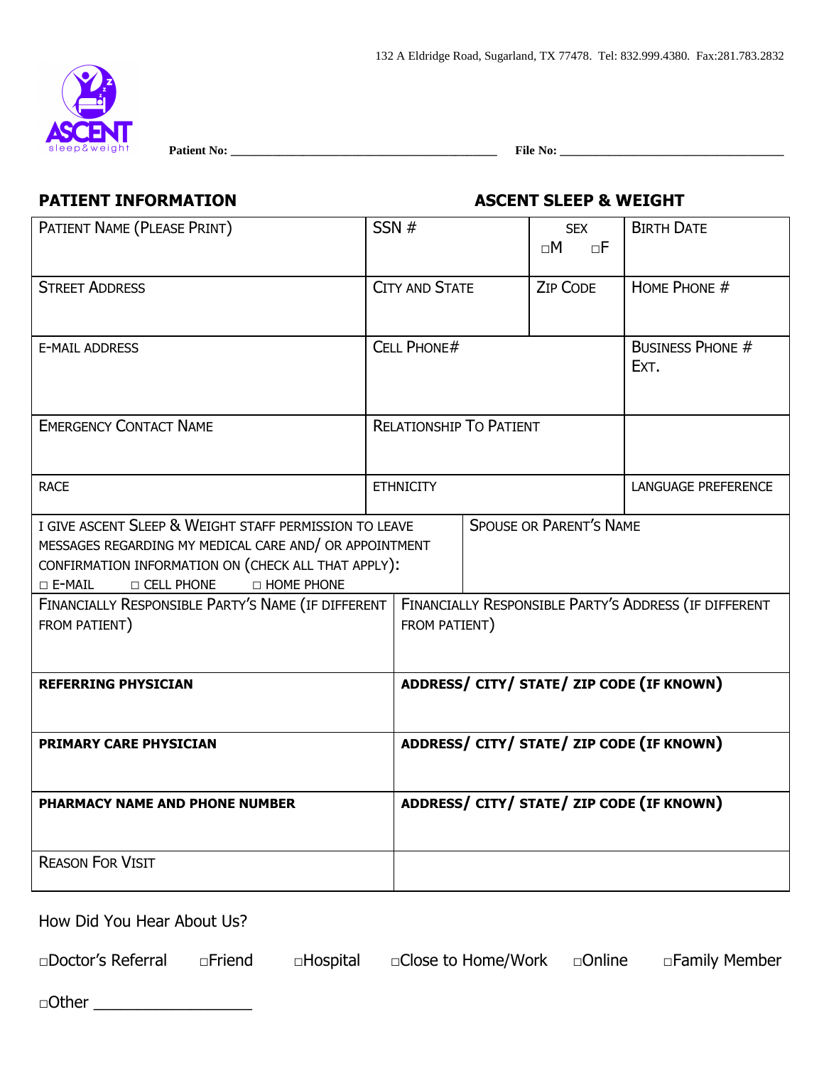132 A Eldridge Road, Sugarland, TX 77478. Tel: 832.999.4380. Fax:281.783.2832

**Patient No:** ___________________________________________ **File No:** ____________________________________

## PATIENT INFORMATION

## ASCENT SLEEP & WEIGHT

| PATIENT NAME (PLEASE PRINT) | SSN # | SEX □M □F | BIRTH DATE |
|---|---|---|---|
| STREET ADDRESS | CITY AND STATE | ZIP CODE | HOME PHONE # |
| E-MAIL ADDRESS | CELL PHONE# | | BUSINESS PHONE # EXT. |
| EMERGENCY CONTACT NAME | RELATIONSHIP TO PATIENT | | |
| RACE | ETHNICITY | | LANGUAGE PREFERENCE |

| I GIVE ASCENT SLEEP & WEIGHT STAFF PERMISSION TO LEAVE MESSAGES REGARDING MY MEDICAL CARE AND/ OR APPOINTMENT CONFIRMATION INFORMATION ON (CHECK ALL THAT APPLY): □ E-MAIL □ CELL PHONE □ HOME PHONE | SPOUSE OR PARENT'S NAME |
|---|---|
| FINANCIALLY RESPONSIBLE PARTY'S NAME (IF DIFFERENT FROM PATIENT) | FINANCIALLY RESPONSIBLE PARTY'S ADDRESS (IF DIFFERENT FROM PATIENT) |
| **REFERRING PHYSICIAN** | **ADDRESS/ CITY/ STATE/ ZIP CODE (IF KNOWN)** |
| **PRIMARY CARE PHYSICIAN** | **ADDRESS/ CITY/ STATE/ ZIP CODE (IF KNOWN)** |
| **PHARMACY NAME AND PHONE NUMBER** | **ADDRESS/ CITY/ STATE/ ZIP CODE (IF KNOWN)** |
| REASON FOR VISIT | |

How Did You Hear About Us?

□Doctor's Referral □Friend □Hospital □Close to Home/Work □Online □Family Member

□Other ___________________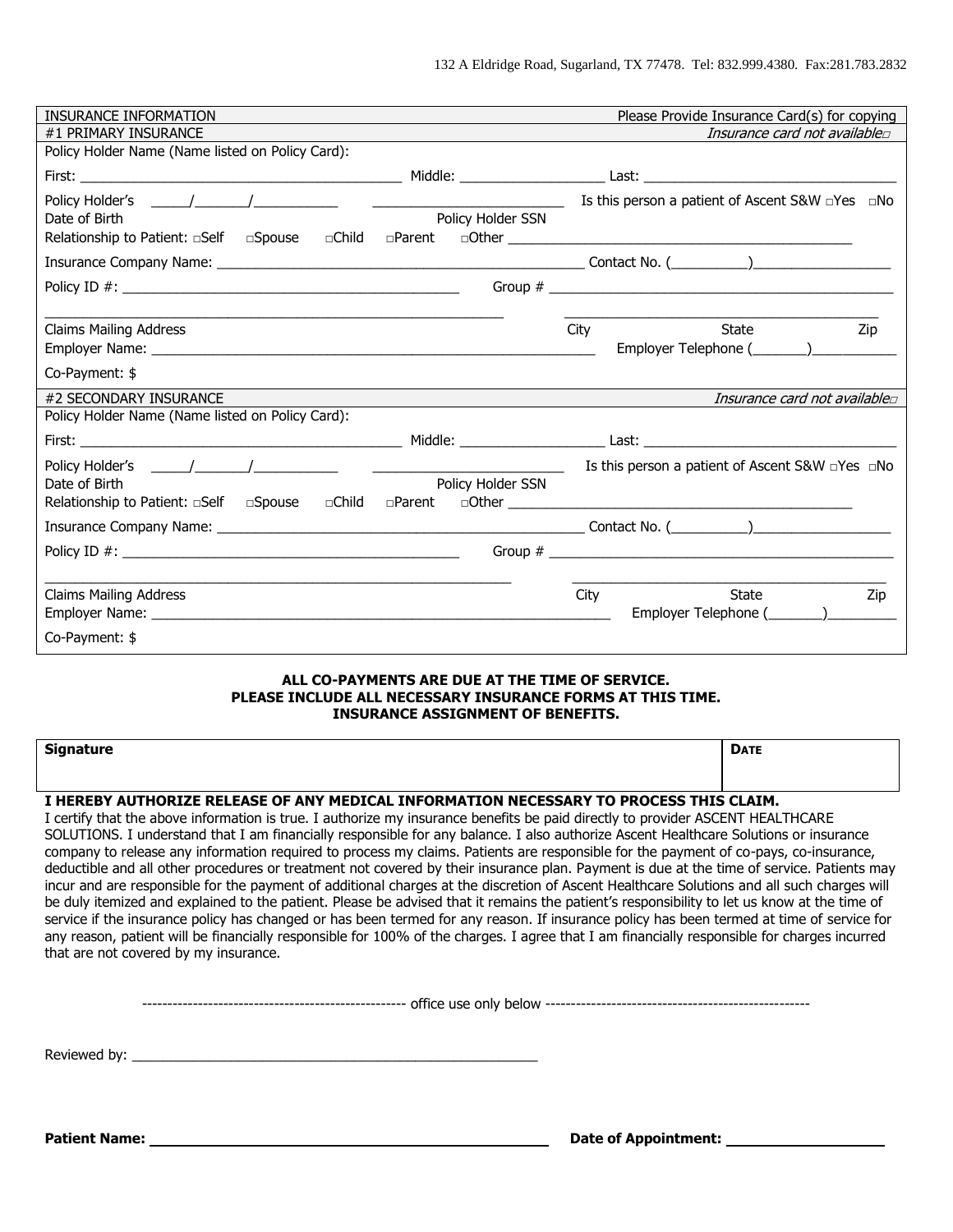132 A Eldridge Road, Sugarland, TX 77478. Tel: 832.999.4380. Fax:281.783.2832

**INSURANCE INFORMATION** — Please Provide Insurance Card(s) for copying

**#1 PRIMARY INSURANCE** — *Insurance card not available*□

Policy Holder Name (Name listed on Policy Card):

First: ____________________ Middle: ____________ Last: ____________________

Policy Holder's Date of Birth ____/____/________ ____________________ Policy Holder SSN     Is this person a patient of Ascent S&W □Yes □No

Relationship to Patient: □Self □Spouse □Child □Parent □Other ____________________

Insurance Company Name: ____________________ Contact No. (________)____________

Policy ID #: ____________________ Group # ____________________

____________________ Claims Mailing Address     ____________________ City State Zip

Employer Name: ____________________ Employer Telephone (______)__________

Co-Payment: $

**#2 SECONDARY INSURANCE** — *Insurance card not available*□

Policy Holder Name (Name listed on Policy Card):

First: ____________________ Middle: ____________ Last: ____________________

Policy Holder's Date of Birth ____/____/________ ____________________ Policy Holder SSN     Is this person a patient of Ascent S&W □Yes □No

Relationship to Patient: □Self □Spouse □Child □Parent □Other ____________________

Insurance Company Name: ____________________ Contact No. (________)____________

Policy ID #: ____________________ Group # ____________________

____________________ Claims Mailing Address     ____________________ City State Zip

Employer Name: ____________________ Employer Telephone (______)__________

Co-Payment: $

**ALL CO-PAYMENTS ARE DUE AT THE TIME OF SERVICE.**
**PLEASE INCLUDE ALL NECESSARY INSURANCE FORMS AT THIS TIME.**
**INSURANCE ASSIGNMENT OF BENEFITS.**

| Signature | DATE |
| --- | --- |
| | |

**I HEREBY AUTHORIZE RELEASE OF ANY MEDICAL INFORMATION NECESSARY TO PROCESS THIS CLAIM.**
I certify that the above information is true. I authorize my insurance benefits be paid directly to provider ASCENT HEALTHCARE SOLUTIONS. I understand that I am financially responsible for any balance. I also authorize Ascent Healthcare Solutions or insurance company to release any information required to process my claims. Patients are responsible for the payment of co-pays, co-insurance, deductible and all other procedures or treatment not covered by their insurance plan. Payment is due at the time of service. Patients may incur and are responsible for the payment of additional charges at the discretion of Ascent Healthcare Solutions and all such charges will be duly itemized and explained to the patient. Please be advised that it remains the patient's responsibility to let us know at the time of service if the insurance policy has changed or has been termed for any reason. If insurance policy has been termed at time of service for any reason, patient will be financially responsible for 100% of the charges. I agree that I am financially responsible for charges incurred that are not covered by my insurance.

---------------------------------------------------- office use only below ----------------------------------------------------

Reviewed by: ____________________________________________

**Patient Name:** ____________________ **Date of Appointment:** ____________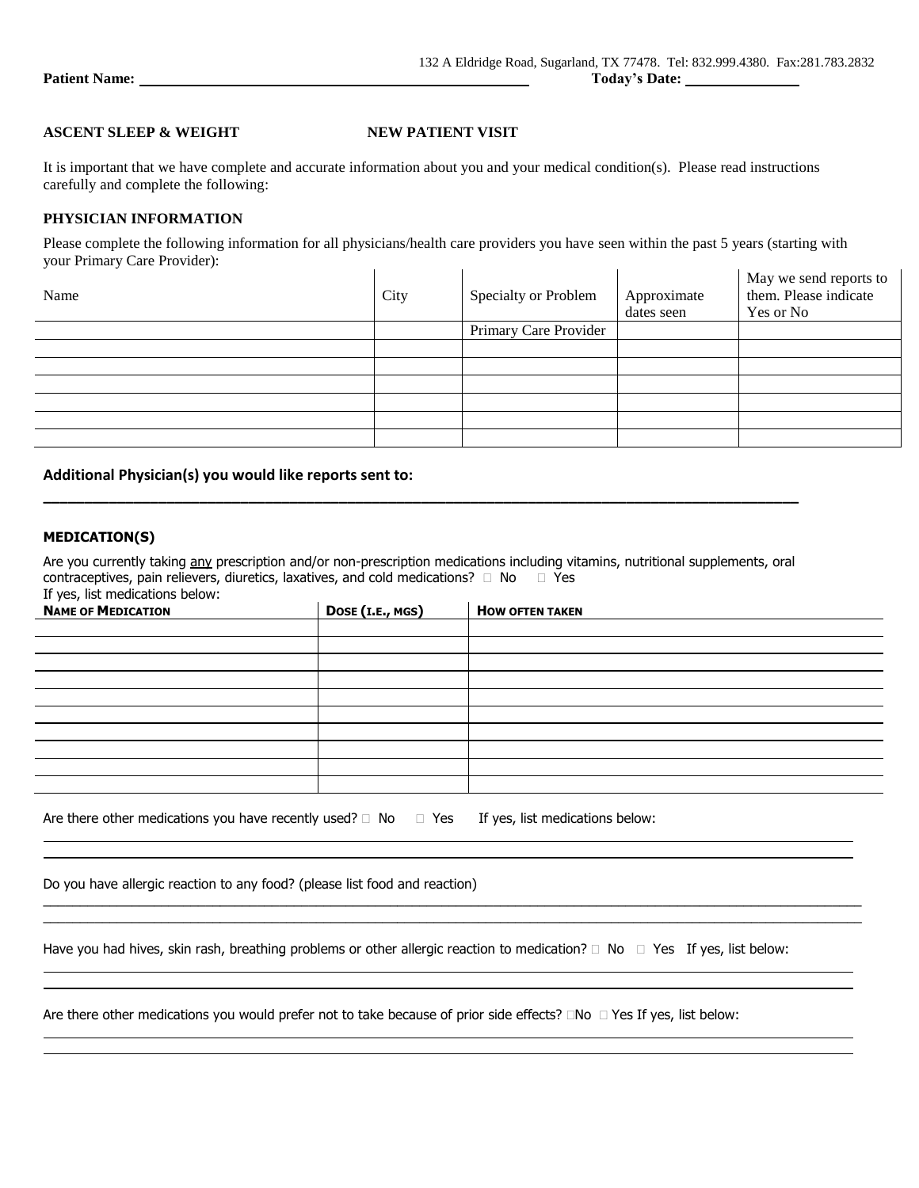132 A Eldridge Road, Sugarland, TX 77478. Tel: 832.999.4380. Fax:281.783.2832

**Patient Name:** ______________________________ **Today's Date:** ______________

**ASCENT SLEEP & WEIGHT** **NEW PATIENT VISIT**

It is important that we have complete and accurate information about you and your medical condition(s). Please read instructions carefully and complete the following:

**PHYSICIAN INFORMATION**

Please complete the following information for all physicians/health care providers you have seen within the past 5 years (starting with your Primary Care Provider):

| Name | City | Specialty or Problem | Approximate dates seen | May we send reports to them. Please indicate Yes or No |
|---|---|---|---|---|
| | | Primary Care Provider | | |
| | | | | |
| | | | | |
| | | | | |
| | | | | |
| | | | | |
| | | | | |

**Additional Physician(s) you would like reports sent to:**

______________________________________________________________________________

**MEDICATION(S)**

Are you currently taking <u>any</u> prescription and/or non-prescription medications including vitamins, nutritional supplements, oral contraceptives, pain relievers, diuretics, laxatives, and cold medications? ☐ No ☐ Yes

If yes, list medications below:

| NAME OF MEDICATION | DOSE (I.E., MGS) | HOW OFTEN TAKEN |
|---|---|---|
| | | |
| | | |
| | | |
| | | |
| | | |
| | | |
| | | |
| | | |
| | | |
| | | |

Are there other medications you have recently used? ☐ No ☐ Yes If yes, list medications below:

______________________________________________________________________________

______________________________________________________________________________

Do you have allergic reaction to any food? (please list food and reaction)

______________________________________________________________________________

______________________________________________________________________________

Have you had hives, skin rash, breathing problems or other allergic reaction to medication? ☐ No ☐ Yes If yes, list below:

______________________________________________________________________________

______________________________________________________________________________

Are there other medications you would prefer not to take because of prior side effects? ☐No ☐ Yes If yes, list below:

______________________________________________________________________________

______________________________________________________________________________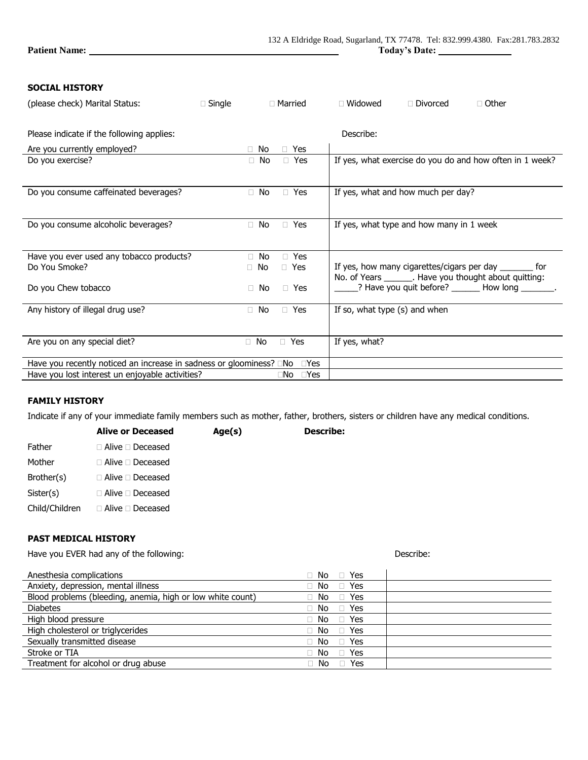132 A Eldridge Road, Sugarland, TX 77478. Tel: 832.999.4380. Fax:281.783.2832

**Patient Name:** ______________________________ **Today's Date:** ____________

**SOCIAL HISTORY**

(please check) Marital Status: ☐ Single ☐ Married ☐ Widowed ☐ Divorced ☐ Other

| Please indicate if the following applies: | | Describe: |
|---|---|---|
| Are you currently employed? | ☐ No ☐ Yes | |
| Do you exercise? | ☐ No ☐ Yes | If yes, what exercise do you do and how often in 1 week? |
| Do you consume caffeinated beverages? | ☐ No ☐ Yes | If yes, what and how much per day? |
| Do you consume alcoholic beverages? | ☐ No ☐ Yes | If yes, what type and how many in 1 week |
| Have you ever used any tobacco products? | ☐ No ☐ Yes | |
| Do You Smoke? | ☐ No ☐ Yes | If yes, how many cigarettes/cigars per day _______ for No. of Years ______. Have you thought about quitting: _____? Have you quit before? ______ How long _______. |
| Do you Chew tobacco | ☐ No ☐ Yes | |
| Any history of illegal drug use? | ☐ No ☐ Yes | If so, what type (s) and when |
| Are you on any special diet? | ☐ No ☐ Yes | If yes, what? |
| Have you recently noticed an increase in sadness or gloominess? | ☐No ☐Yes | |
| Have you lost interest un enjoyable activities? | ☐No ☐Yes | |

**FAMILY HISTORY**

Indicate if any of your immediate family members such as mother, father, brothers, sisters or children have any medical conditions.

| | **Alive or Deceased** | **Age(s)** | **Describe:** |
|---|---|---|---|
| Father | ☐ Alive ☐ Deceased | | |
| Mother | ☐ Alive ☐ Deceased | | |
| Brother(s) | ☐ Alive ☐ Deceased | | |
| Sister(s) | ☐ Alive ☐ Deceased | | |
| Child/Children | ☐ Alive ☐ Deceased | | |

**PAST MEDICAL HISTORY**

| Have you EVER had any of the following: | | Describe: |
|---|---|---|
| Anesthesia complications | ☐ No ☐ Yes | |
| Anxiety, depression, mental illness | ☐ No ☐ Yes | |
| Blood problems (bleeding, anemia, high or low white count) | ☐ No ☐ Yes | |
| Diabetes | ☐ No ☐ Yes | |
| High blood pressure | ☐ No ☐ Yes | |
| High cholesterol or triglycerides | ☐ No ☐ Yes | |
| Sexually transmitted disease | ☐ No ☐ Yes | |
| Stroke or TIA | ☐ No ☐ Yes | |
| Treatment for alcohol or drug abuse | ☐ No ☐ Yes | |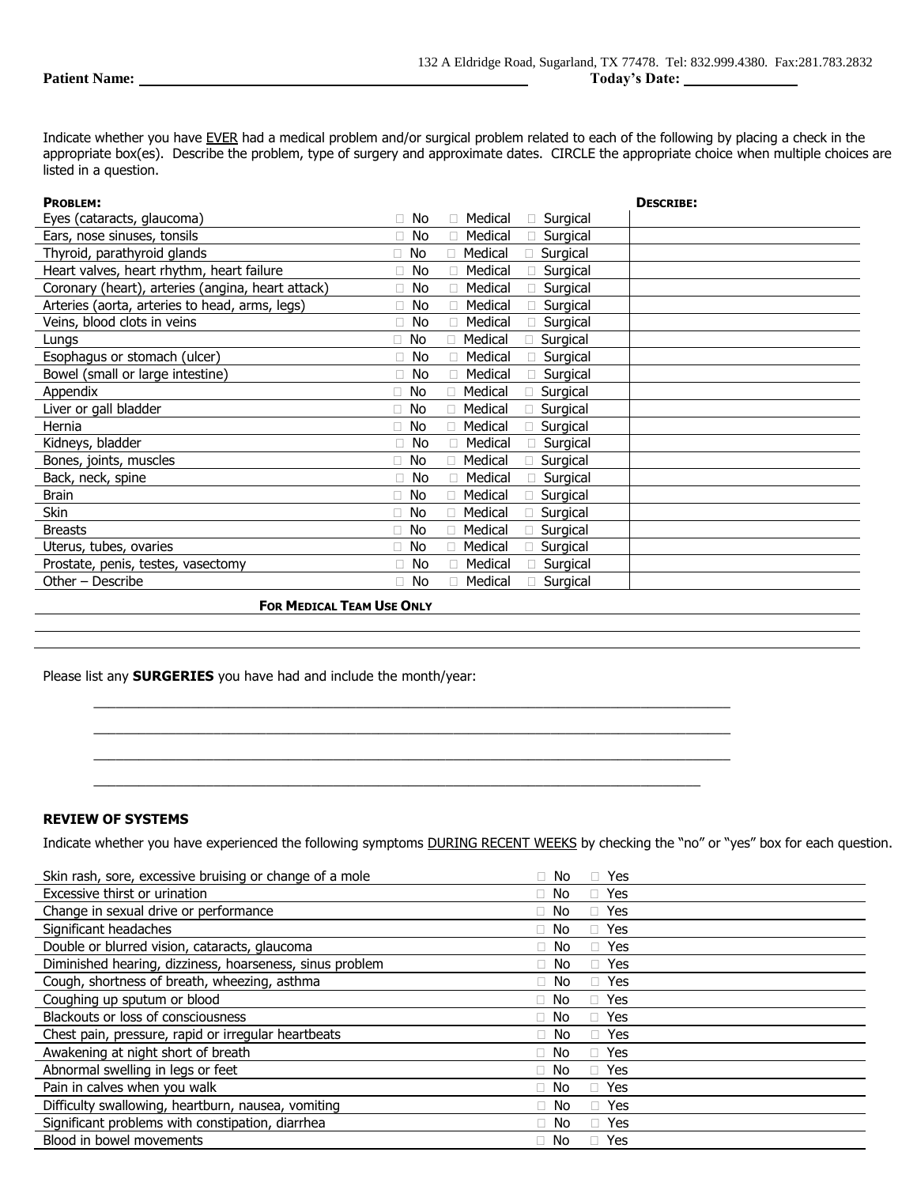132 A Eldridge Road, Sugarland, TX 77478. Tel: 832.999.4380. Fax:281.783.2832

**Patient Name:** ____________________ **Today's Date:** ____________

Indicate whether you have EVER had a medical problem and/or surgical problem related to each of the following by placing a check in the appropriate box(es). Describe the problem, type of surgery and approximate dates. CIRCLE the appropriate choice when multiple choices are listed in a question.

| **PROBLEM:** | | | | **DESCRIBE:** |
|---|---|---|---|---|
| Eyes (cataracts, glaucoma) | □ No | □ Medical | □ Surgical | |
| Ears, nose sinuses, tonsils | □ No | □ Medical | □ Surgical | |
| Thyroid, parathyroid glands | □ No | □ Medical | □ Surgical | |
| Heart valves, heart rhythm, heart failure | □ No | □ Medical | □ Surgical | |
| Coronary (heart), arteries (angina, heart attack) | □ No | □ Medical | □ Surgical | |
| Arteries (aorta, arteries to head, arms, legs) | □ No | □ Medical | □ Surgical | |
| Veins, blood clots in veins | □ No | □ Medical | □ Surgical | |
| Lungs | □ No | □ Medical | □ Surgical | |
| Esophagus or stomach (ulcer) | □ No | □ Medical | □ Surgical | |
| Bowel (small or large intestine) | □ No | □ Medical | □ Surgical | |
| Appendix | □ No | □ Medical | □ Surgical | |
| Liver or gall bladder | □ No | □ Medical | □ Surgical | |
| Hernia | □ No | □ Medical | □ Surgical | |
| Kidneys, bladder | □ No | □ Medical | □ Surgical | |
| Bones, joints, muscles | □ No | □ Medical | □ Surgical | |
| Back, neck, spine | □ No | □ Medical | □ Surgical | |
| Brain | □ No | □ Medical | □ Surgical | |
| Skin | □ No | □ Medical | □ Surgical | |
| Breasts | □ No | □ Medical | □ Surgical | |
| Uterus, tubes, ovaries | □ No | □ Medical | □ Surgical | |
| Prostate, penis, testes, vasectomy | □ No | □ Medical | □ Surgical | |
| Other – Describe | □ No | □ Medical | □ Surgical | |

**FOR MEDICAL TEAM USE ONLY**

____________________

____________________

Please list any **SURGERIES** you have had and include the month/year:

____________________

____________________

____________________

____________________

**REVIEW OF SYSTEMS**

Indicate whether you have experienced the following symptoms DURING RECENT WEEKS by checking the "no" or "yes" box for each question.

| | | |
|---|---|---|
| Skin rash, sore, excessive bruising or change of a mole | □ No | □ Yes |
| Excessive thirst or urination | □ No | □ Yes |
| Change in sexual drive or performance | □ No | □ Yes |
| Significant headaches | □ No | □ Yes |
| Double or blurred vision, cataracts, glaucoma | □ No | □ Yes |
| Diminished hearing, dizziness, hoarseness, sinus problem | □ No | □ Yes |
| Cough, shortness of breath, wheezing, asthma | □ No | □ Yes |
| Coughing up sputum or blood | □ No | □ Yes |
| Blackouts or loss of consciousness | □ No | □ Yes |
| Chest pain, pressure, rapid or irregular heartbeats | □ No | □ Yes |
| Awakening at night short of breath | □ No | □ Yes |
| Abnormal swelling in legs or feet | □ No | □ Yes |
| Pain in calves when you walk | □ No | □ Yes |
| Difficulty swallowing, heartburn, nausea, vomiting | □ No | □ Yes |
| Significant problems with constipation, diarrhea | □ No | □ Yes |
| Blood in bowel movements | □ No | □ Yes |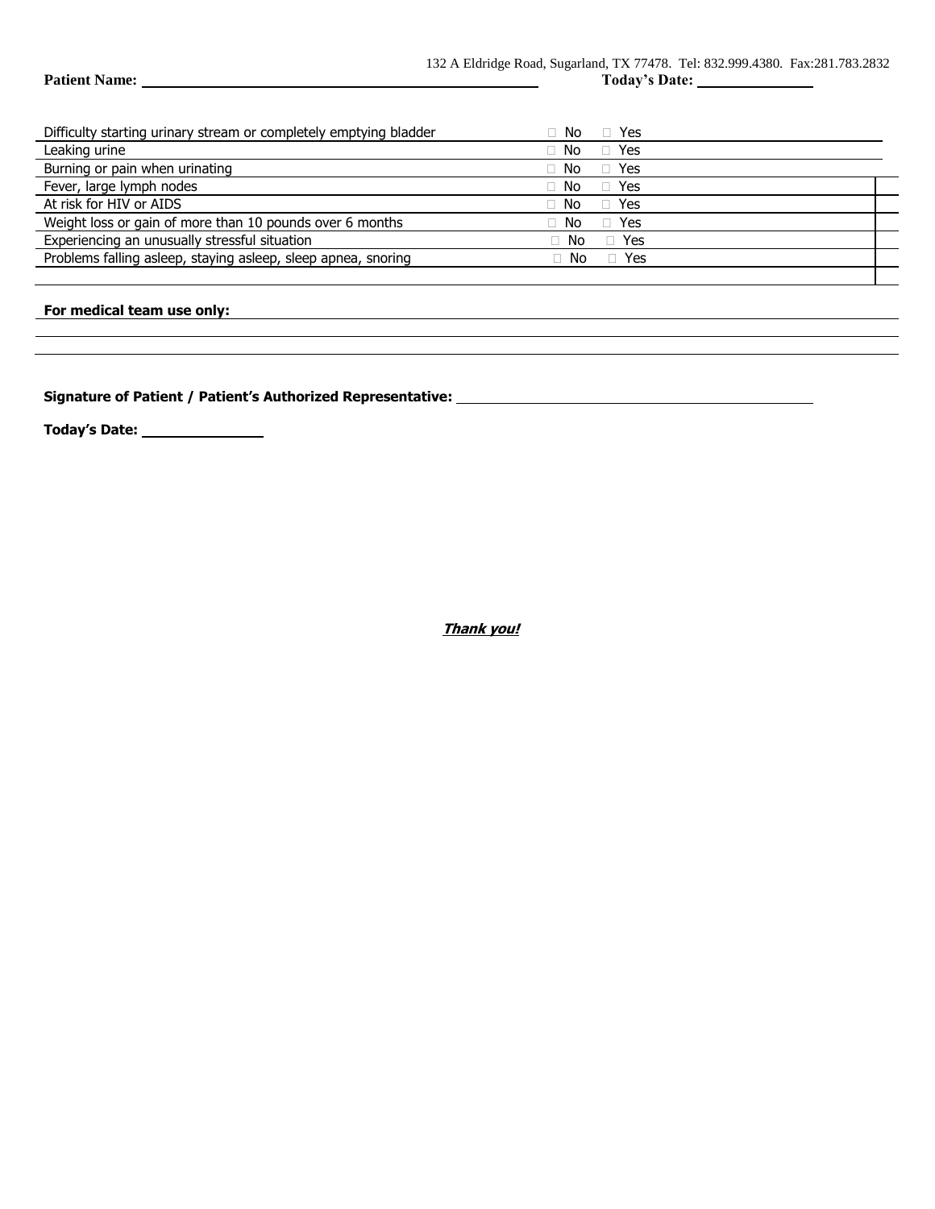132 A Eldridge Road, Sugarland, TX 77478. Tel: 832.999.4380. Fax:281.783.2832

**Patient Name:** ______________________________ **Today's Date:** ____________

| | |
|---|---|
| Difficulty starting urinary stream or completely emptying bladder | ☐ No ☐ Yes |
| Leaking urine | ☐ No ☐ Yes |
| Burning or pain when urinating | ☐ No ☐ Yes |
| Fever, large lymph nodes | ☐ No ☐ Yes |
| At risk for HIV or AIDS | ☐ No ☐ Yes |
| Weight loss or gain of more than 10 pounds over 6 months | ☐ No ☐ Yes |
| Experiencing an unusually stressful situation | ☐ No ☐ Yes |
| Problems falling asleep, staying asleep, sleep apnea, snoring | ☐ No ☐ Yes |

**For medical team use only:** ______________________________

**Signature of Patient / Patient's Authorized Representative:** ______________________________

**Today's Date:** ____________

***Thank you!***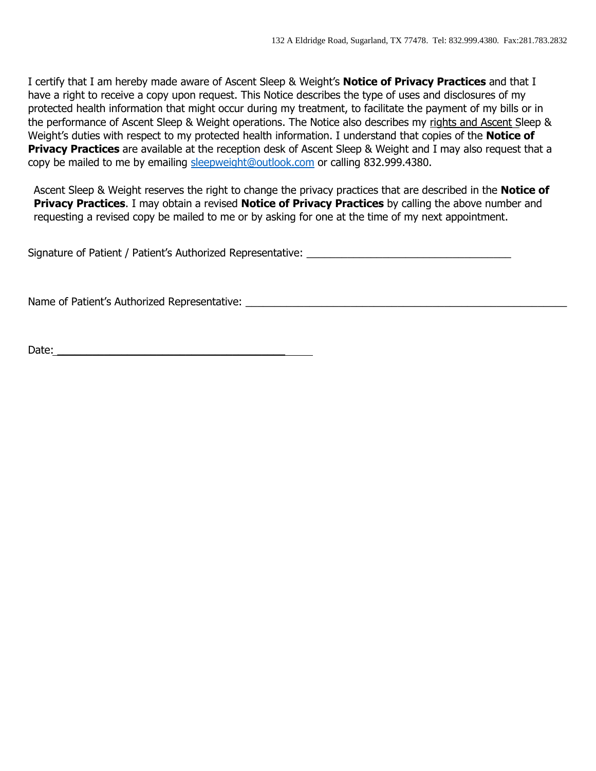I certify that I am hereby made aware of Ascent Sleep & Weight's **Notice of Privacy Practices** and that I have a right to receive a copy upon request. This Notice describes the type of uses and disclosures of my protected health information that might occur during my treatment, to facilitate the payment of my bills or in the performance of Ascent Sleep & Weight operations. The Notice also describes my rights and Ascent Sleep & Weight's duties with respect to my protected health information. I understand that copies of the **Notice of Privacy Practices** are available at the reception desk of Ascent Sleep & Weight and I may also request that a copy be mailed to me by emailing sleepweight@outlook.com or calling 832.999.4380.

Ascent Sleep & Weight reserves the right to change the privacy practices that are described in the **Notice of Privacy Practices**. I may obtain a revised **Notice of Privacy Practices** by calling the above number and requesting a revised copy be mailed to me or by asking for one at the time of my next appointment.

Signature of Patient / Patient's Authorized Representative: ___________________________________

Name of Patient's Authorized Representative: ________________________________________________________

Date: ________________________________________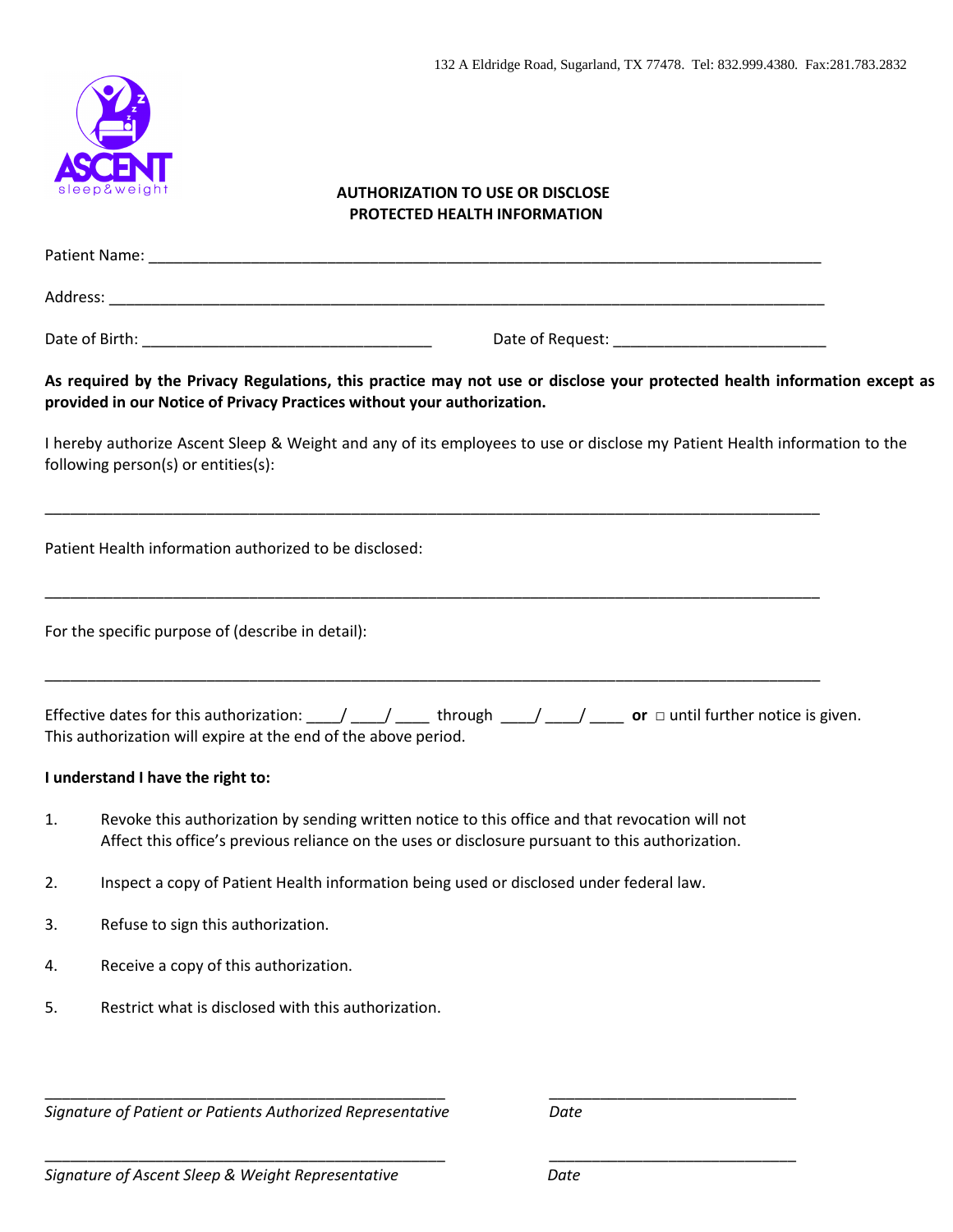132 A Eldridge Road, Sugarland, TX 77478. Tel: 832.999.4380. Fax:281.783.2832

ASCENT sleep&weight

## AUTHORIZATION TO USE OR DISCLOSE PROTECTED HEALTH INFORMATION

Patient Name: ___________________________________________________________________________

Address: _______________________________________________________________________________

Date of Birth: ________________________________ Date of Request: ________________________

**As required by the Privacy Regulations, this practice may not use or disclose your protected health information except as provided in our Notice of Privacy Practices without your authorization.**

I hereby authorize Ascent Sleep & Weight and any of its employees to use or disclose my Patient Health information to the following person(s) or entities(s):

___________________________________________________________________________________________

Patient Health information authorized to be disclosed:

___________________________________________________________________________________________

For the specific purpose of (describe in detail):

___________________________________________________________________________________________

Effective dates for this authorization: ____/ ____/ ____ through ____/ ____/ ____ **or** □ until further notice is given. This authorization will expire at the end of the above period.

**I understand I have the right to:**

1. Revoke this authorization by sending written notice to this office and that revocation will not Affect this office's previous reliance on the uses or disclosure pursuant to this authorization.
2. Inspect a copy of Patient Health information being used or disclosed under federal law.
3. Refuse to sign this authorization.
4. Receive a copy of this authorization.
5. Restrict what is disclosed with this authorization.

_____________________________________________ ____________________________

*Signature of Patient or Patients Authorized Representative* *Date*

_____________________________________________ ____________________________

*Signature of Ascent Sleep & Weight Representative* *Date*